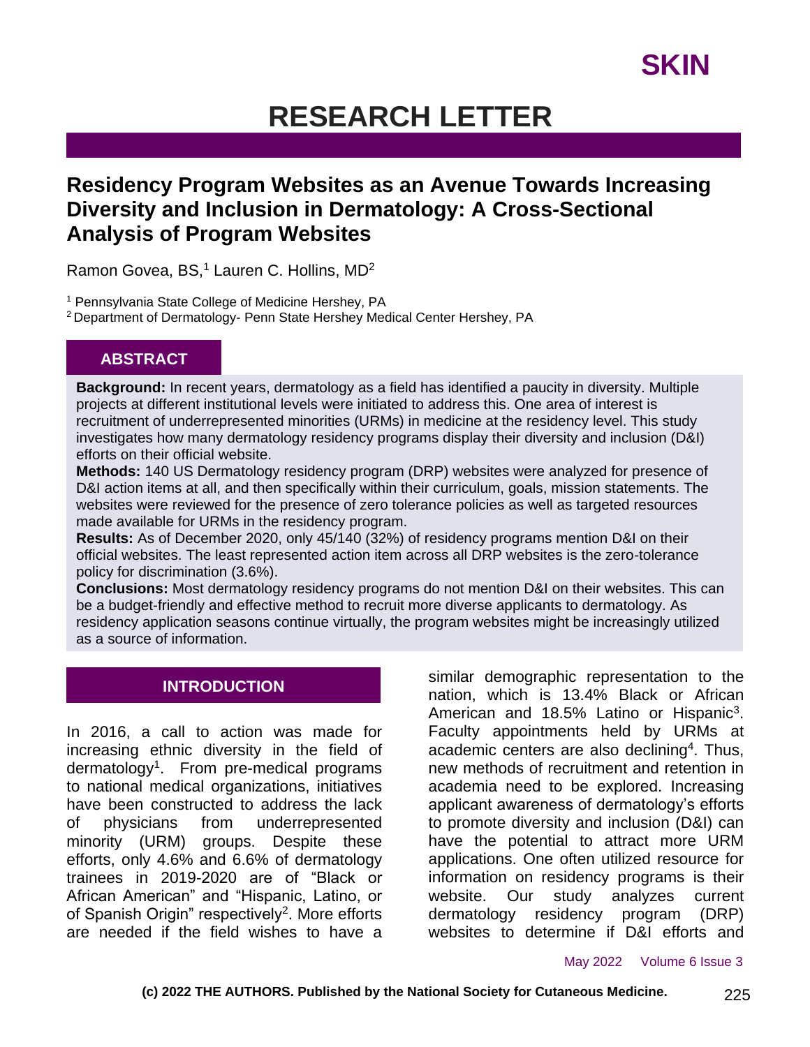# RESEARCH LETTER

## Residency Program Websites as an Avenue Towards Increasing Diversity and Inclusion in Dermatology: A Cross-Sectional Analysis of Program Websites

Ramon Govea, BS,[1] Lauren C. Hollins, MD[2]

[1] Pennsylvania State College of Medicine Hershey, PA
[2] Department of Dermatology- Penn State Hershey Medical Center Hershey, PA

### ABSTRACT

**Background:** In recent years, dermatology as a field has identified a paucity in diversity. Multiple projects at different institutional levels were initiated to address this. One area of interest is recruitment of underrepresented minorities (URMs) in medicine at the residency level. This study investigates how many dermatology residency programs display their diversity and inclusion (D&I) efforts on their official website.
**Methods:** 140 US Dermatology residency program (DRP) websites were analyzed for presence of D&I action items at all, and then specifically within their curriculum, goals, mission statements. The websites were reviewed for the presence of zero tolerance policies as well as targeted resources made available for URMs in the residency program.
**Results:** As of December 2020, only 45/140 (32%) of residency programs mention D&I on their official websites. The least represented action item across all DRP websites is the zero-tolerance policy for discrimination (3.6%).
**Conclusions:** Most dermatology residency programs do not mention D&I on their websites. This can be a budget-friendly and effective method to recruit more diverse applicants to dermatology. As residency application seasons continue virtually, the program websites might be increasingly utilized as a source of information.

### INTRODUCTION

In 2016, a call to action was made for increasing ethnic diversity in the field of dermatology[1]. From pre-medical programs to national medical organizations, initiatives have been constructed to address the lack of physicians from underrepresented minority (URM) groups. Despite these efforts, only 4.6% and 6.6% of dermatology trainees in 2019-2020 are of "Black or African American" and "Hispanic, Latino, or of Spanish Origin" respectively[2]. More efforts are needed if the field wishes to have a similar demographic representation to the nation, which is 13.4% Black or African American and 18.5% Latino or Hispanic[3]. Faculty appointments held by URMs at academic centers are also declining[4]. Thus, new methods of recruitment and retention in academia need to be explored. Increasing applicant awareness of dermatology's efforts to promote diversity and inclusion (D&I) can have the potential to attract more URM applications. One often utilized resource for information on residency programs is their website. Our study analyzes current dermatology residency program (DRP) websites to determine if D&I efforts and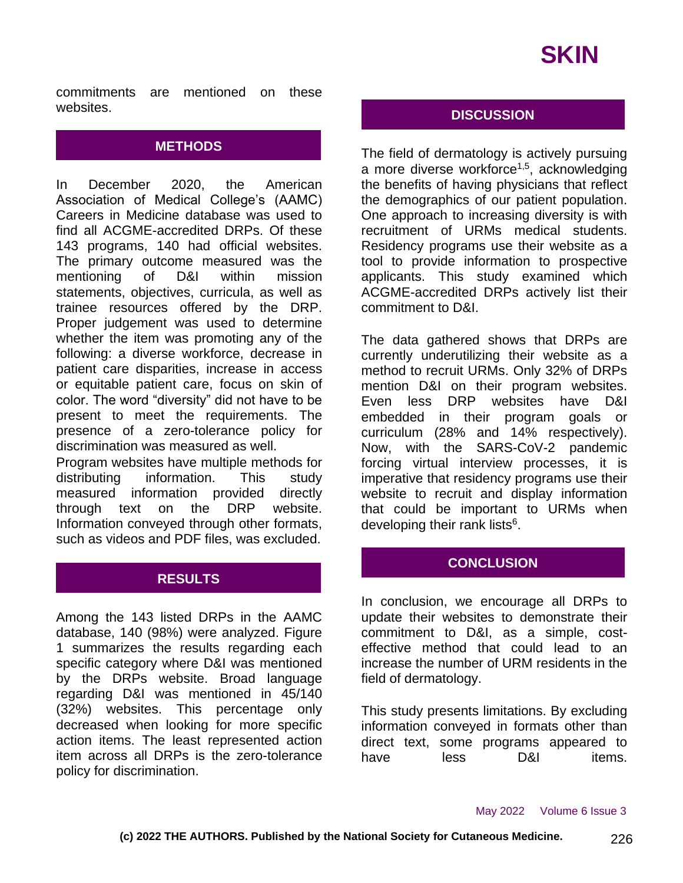commitments are mentioned on these websites.

## METHODS

In December 2020, the American Association of Medical College's (AAMC) Careers in Medicine database was used to find all ACGME-accredited DRPs. Of these 143 programs, 140 had official websites. The primary outcome measured was the mentioning of D&I within mission statements, objectives, curricula, as well as trainee resources offered by the DRP. Proper judgement was used to determine whether the item was promoting any of the following: a diverse workforce, decrease in patient care disparities, increase in access or equitable patient care, focus on skin of color. The word "diversity" did not have to be present to meet the requirements. The presence of a zero-tolerance policy for discrimination was measured as well.

Program websites have multiple methods for distributing information. This study measured information provided directly through text on the DRP website. Information conveyed through other formats, such as videos and PDF files, was excluded.

## RESULTS

Among the 143 listed DRPs in the AAMC database, 140 (98%) were analyzed. Figure 1 summarizes the results regarding each specific category where D&I was mentioned by the DRPs website. Broad language regarding D&I was mentioned in 45/140 (32%) websites. This percentage only decreased when looking for more specific action items. The least represented action item across all DRPs is the zero-tolerance policy for discrimination.

## DISCUSSION

The field of dermatology is actively pursuing a more diverse workforce[1,5], acknowledging the benefits of having physicians that reflect the demographics of our patient population. One approach to increasing diversity is with recruitment of URMs medical students. Residency programs use their website as a tool to provide information to prospective applicants. This study examined which ACGME-accredited DRPs actively list their commitment to D&I.

The data gathered shows that DRPs are currently underutilizing their website as a method to recruit URMs. Only 32% of DRPs mention D&I on their program websites. Even less DRP websites have D&I embedded in their program goals or curriculum (28% and 14% respectively). Now, with the SARS-CoV-2 pandemic forcing virtual interview processes, it is imperative that residency programs use their website to recruit and display information that could be important to URMs when developing their rank lists[6].

## CONCLUSION

In conclusion, we encourage all DRPs to update their websites to demonstrate their commitment to D&I, as a simple, cost-effective method that could lead to an increase the number of URM residents in the field of dermatology.

This study presents limitations. By excluding information conveyed in formats other than direct text, some programs appeared to have less D&I items.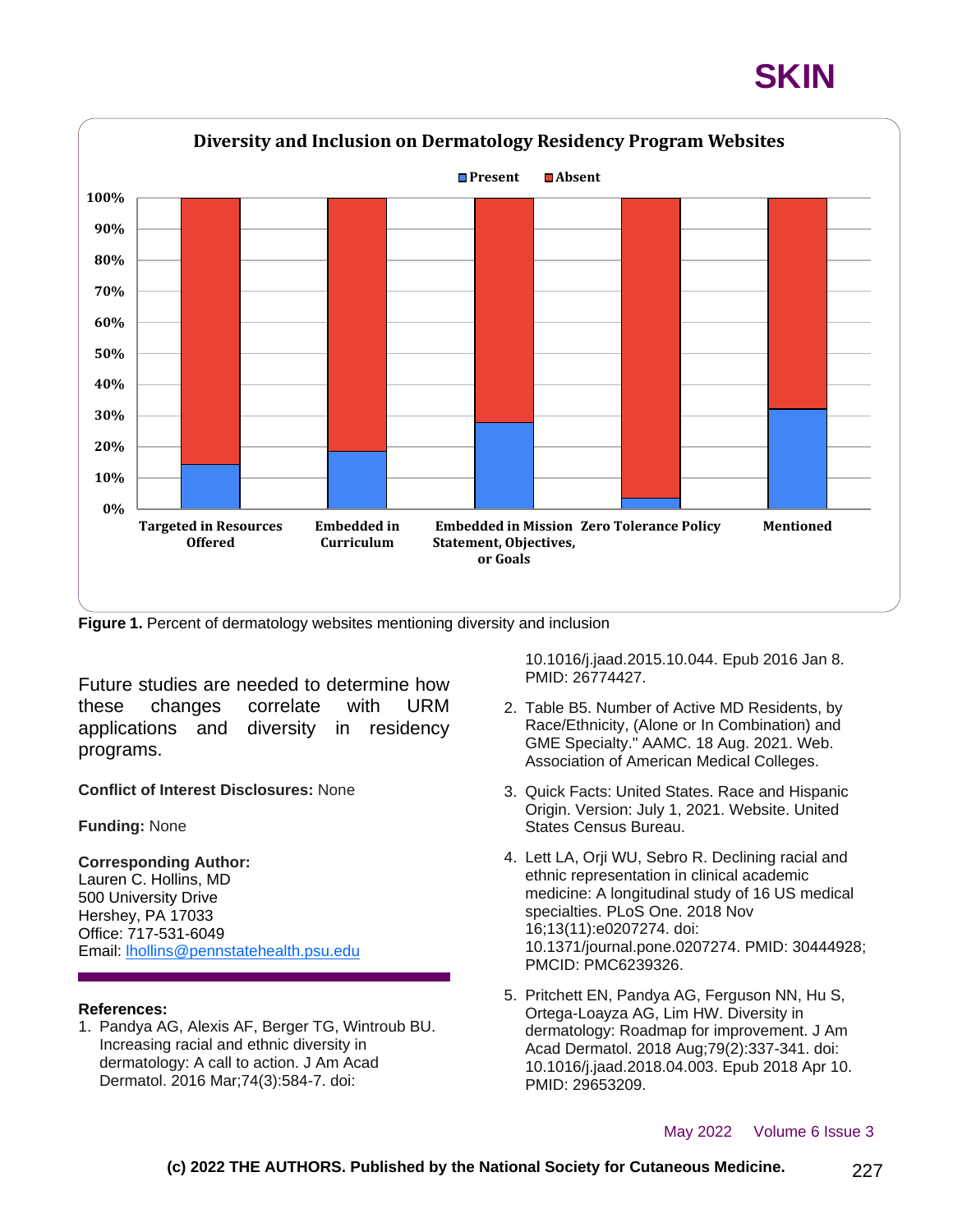Figure 1. Percent of dermatology websites mentioning diversity and inclusion

Future studies are needed to determine how these changes correlate with URM applications and diversity in residency programs.

**Conflict of Interest Disclosures:** None

**Funding:** None

**Corresponding Author:**
Lauren C. Hollins, MD
500 University Drive
Hershey, PA 17033
Office: 717-531-6049
Email: lhollins@pennstatehealth.psu.edu

**References:**

1. Pandya AG, Alexis AF, Berger TG, Wintroub BU. Increasing racial and ethnic diversity in dermatology: A call to action. J Am Acad Dermatol. 2016 Mar;74(3):584-7. doi: 10.1016/j.jaad.2015.10.044. Epub 2016 Jan 8. PMID: 26774427.
2. Table B5. Number of Active MD Residents, by Race/Ethnicity, (Alone or In Combination) and GME Specialty." AAMC. 18 Aug. 2021. Web. Association of American Medical Colleges.
3. Quick Facts: United States. Race and Hispanic Origin. Version: July 1, 2021. Website. United States Census Bureau.
4. Lett LA, Orji WU, Sebro R. Declining racial and ethnic representation in clinical academic medicine: A longitudinal study of 16 US medical specialties. PLoS One. 2018 Nov 16;13(11):e0207274. doi: 10.1371/journal.pone.0207274. PMID: 30444928; PMCID: PMC6239326.
5. Pritchett EN, Pandya AG, Ferguson NN, Hu S, Ortega-Loayza AG, Lim HW. Diversity in dermatology: Roadmap for improvement. J Am Acad Dermatol. 2018 Aug;79(2):337-341. doi: 10.1016/j.jaad.2018.04.003. Epub 2018 Apr 10. PMID: 29653209.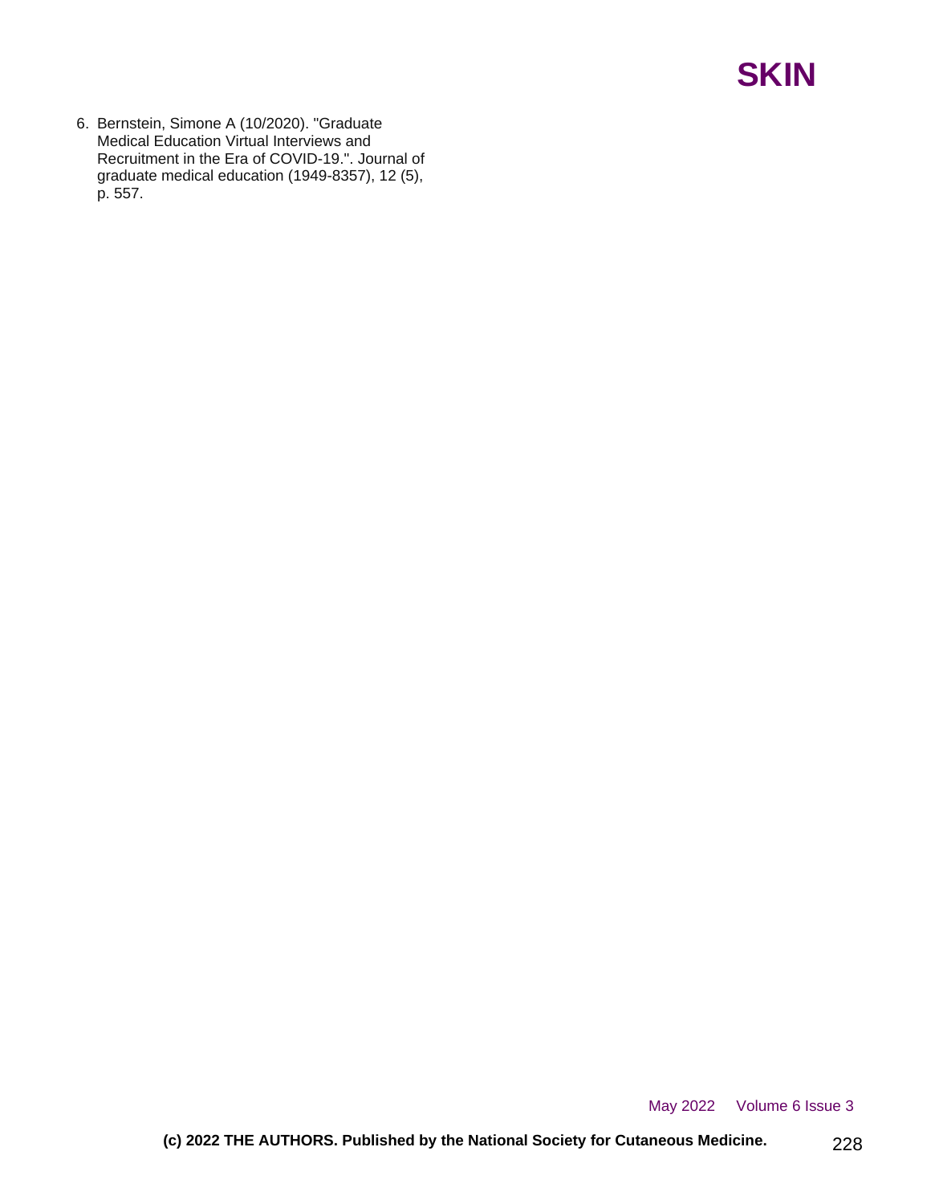6. Bernstein, Simone A (10/2020). "Graduate Medical Education Virtual Interviews and Recruitment in the Era of COVID-19.". Journal of graduate medical education (1949-8357), 12 (5), p. 557.